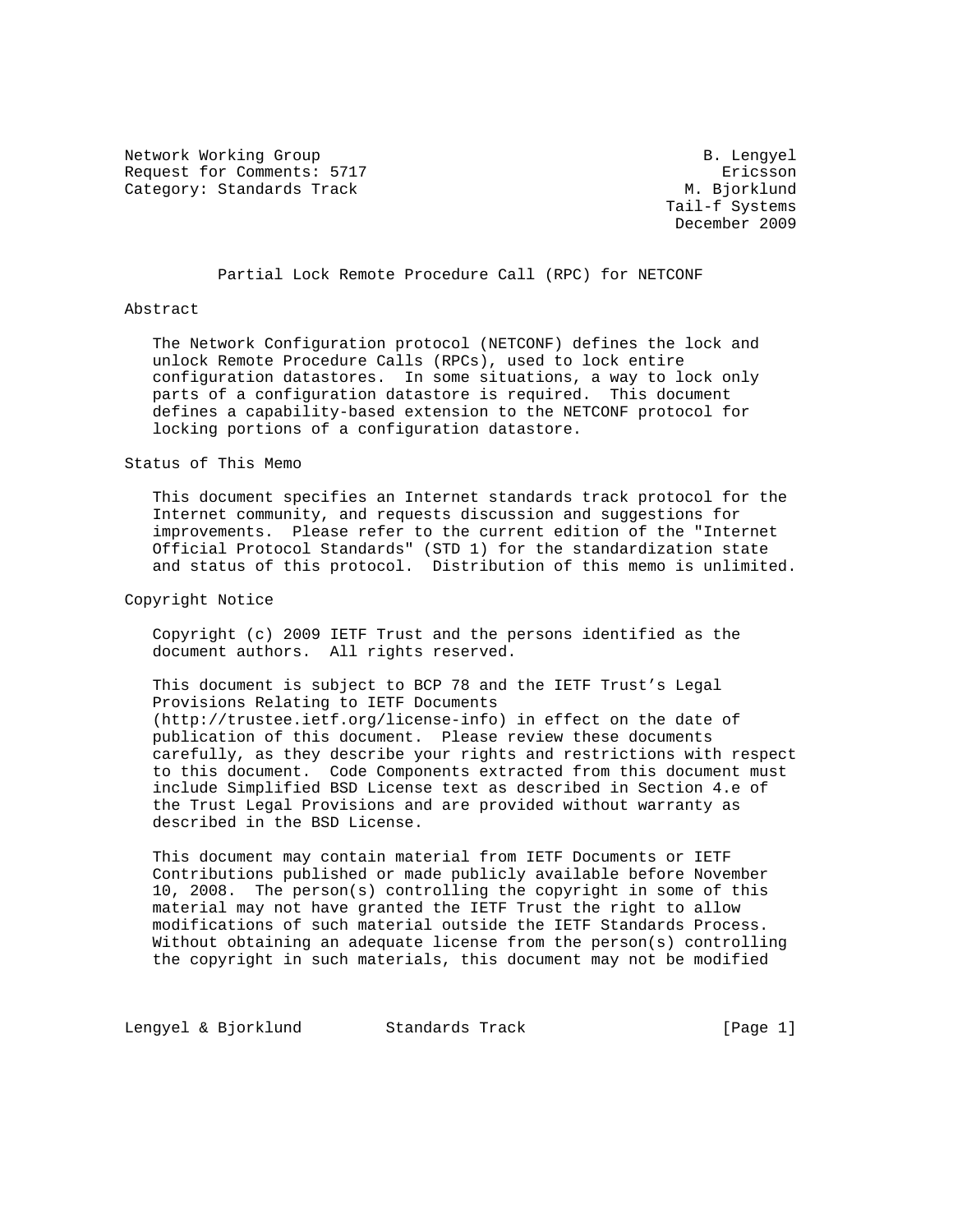Network Working Group                                         B. Lengyel
Request for Comments: 5717                                      Ericsson
Category: Standards Track                                   M. Bjorklund
                                                          Tail-f Systems
                                                           December 2009

# Partial Lock Remote Procedure Call (RPC) for NETCONF

## Abstract

The Network Configuration protocol (NETCONF) defines the lock and unlock Remote Procedure Calls (RPCs), used to lock entire configuration datastores. In some situations, a way to lock only parts of a configuration datastore is required. This document defines a capability-based extension to the NETCONF protocol for locking portions of a configuration datastore.

## Status of This Memo

This document specifies an Internet standards track protocol for the Internet community, and requests discussion and suggestions for improvements. Please refer to the current edition of the "Internet Official Protocol Standards" (STD 1) for the standardization state and status of this protocol. Distribution of this memo is unlimited.

## Copyright Notice

Copyright (c) 2009 IETF Trust and the persons identified as the document authors. All rights reserved.

This document is subject to BCP 78 and the IETF Trust's Legal Provisions Relating to IETF Documents (http://trustee.ietf.org/license-info) in effect on the date of publication of this document. Please review these documents carefully, as they describe your rights and restrictions with respect to this document. Code Components extracted from this document must include Simplified BSD License text as described in Section 4.e of the Trust Legal Provisions and are provided without warranty as described in the BSD License.

This document may contain material from IETF Documents or IETF Contributions published or made publicly available before November 10, 2008. The person(s) controlling the copyright in some of this material may not have granted the IETF Trust the right to allow modifications of such material outside the IETF Standards Process. Without obtaining an adequate license from the person(s) controlling the copyright in such materials, this document may not be modified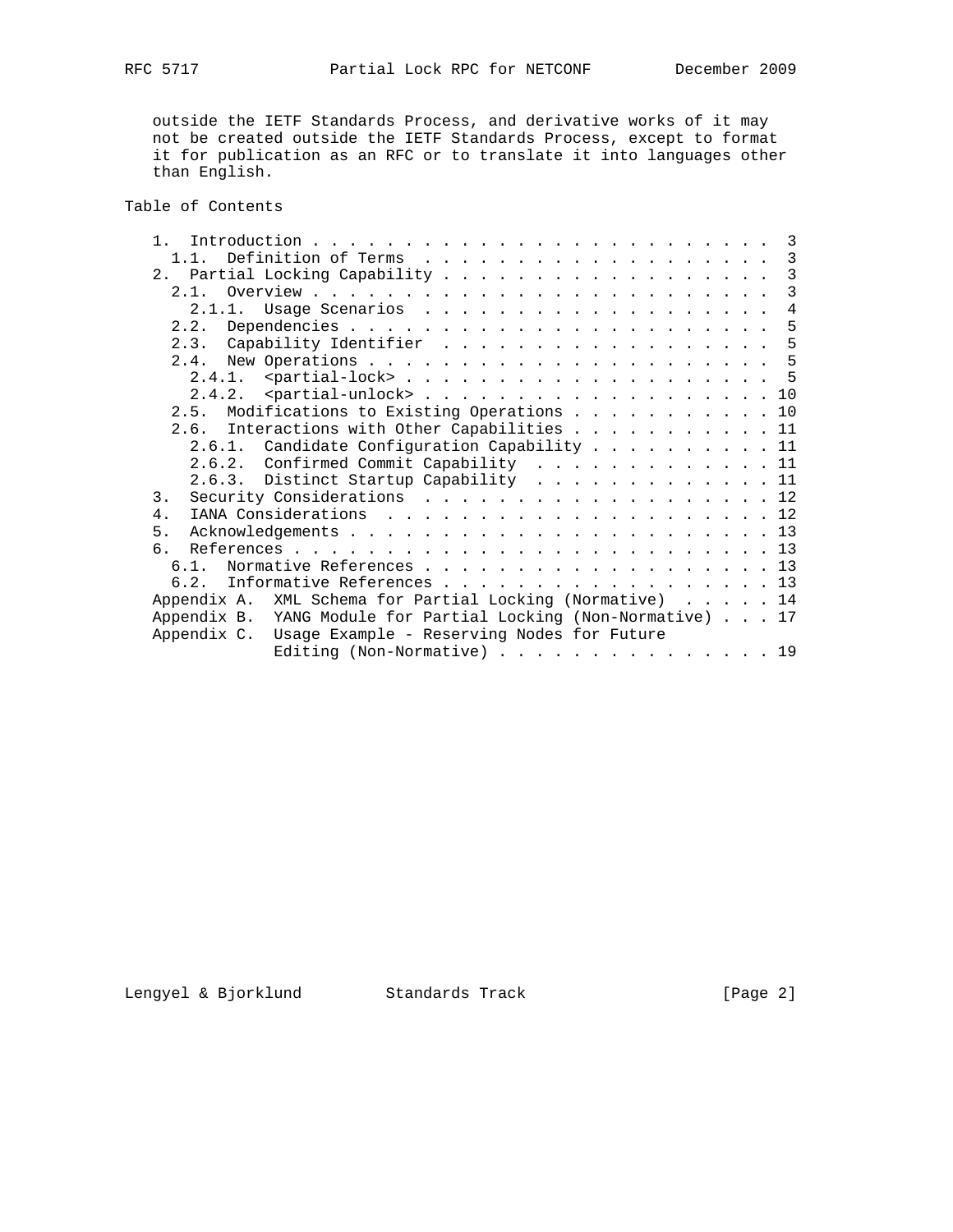outside the IETF Standards Process, and derivative works of it may not be created outside the IETF Standards Process, except to format it for publication as an RFC or to translate it into languages other than English.

## Table of Contents

```
   1.  Introduction . . . . . . . . . . . . . . . . . . . . . . . . .  3
     1.1.  Definition of Terms  . . . . . . . . . . . . . . . . . . .  3
   2.  Partial Locking Capability . . . . . . . . . . . . . . . . . .  3
     2.1.  Overview . . . . . . . . . . . . . . . . . . . . . . . . .  3
       2.1.1.  Usage Scenarios  . . . . . . . . . . . . . . . . . . .  4
     2.2.  Dependencies . . . . . . . . . . . . . . . . . . . . . . .  5
     2.3.  Capability Identifier  . . . . . . . . . . . . . . . . . .  5
     2.4.  New Operations . . . . . . . . . . . . . . . . . . . . . .  5
       2.4.1.  <partial-lock> . . . . . . . . . . . . . . . . . . . .  5
       2.4.2.  <partial-unlock> . . . . . . . . . . . . . . . . . . . 10
     2.5.  Modifications to Existing Operations . . . . . . . . . . . 10
     2.6.  Interactions with Other Capabilities . . . . . . . . . . . 11
       2.6.1.  Candidate Configuration Capability . . . . . . . . . . 11
       2.6.2.  Confirmed Commit Capability  . . . . . . . . . . . . . 11
       2.6.3.  Distinct Startup Capability  . . . . . . . . . . . . . 11
   3.  Security Considerations  . . . . . . . . . . . . . . . . . . . 12
   4.  IANA Considerations  . . . . . . . . . . . . . . . . . . . . . 12
   5.  Acknowledgements . . . . . . . . . . . . . . . . . . . . . . . 13
   6.  References . . . . . . . . . . . . . . . . . . . . . . . . . . 13
     6.1.  Normative References . . . . . . . . . . . . . . . . . . . 13
     6.2.  Informative References . . . . . . . . . . . . . . . . . . 13
   Appendix A.  XML Schema for Partial Locking (Normative)  . . . . . 14
   Appendix B.  YANG Module for Partial Locking (Non-Normative) . . . 17
   Appendix C.  Usage Example - Reserving Nodes for Future
                Editing (Non-Normative) . . . . . . . . . . . . . . . 19
```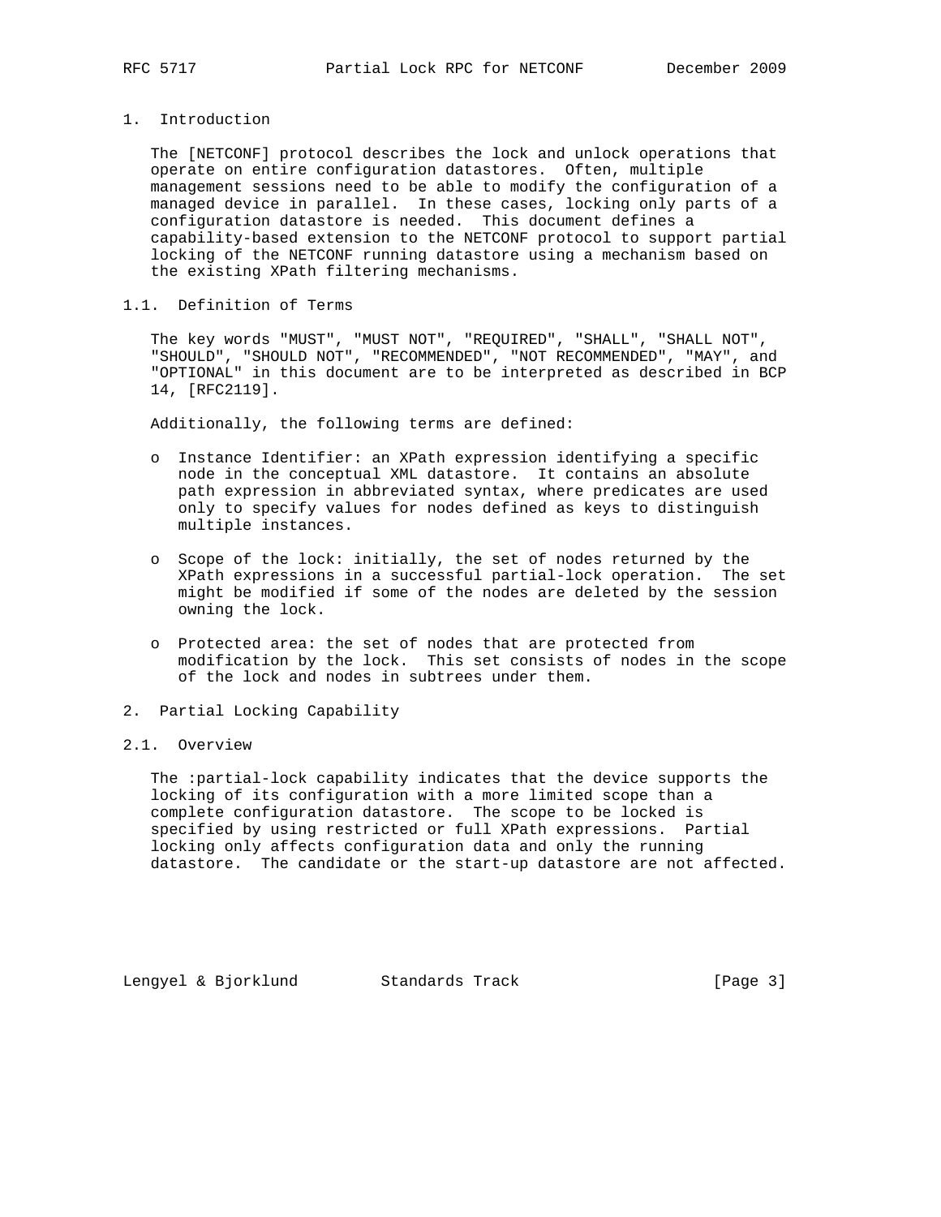## 1. Introduction

The [NETCONF] protocol describes the lock and unlock operations that operate on entire configuration datastores. Often, multiple management sessions need to be able to modify the configuration of a managed device in parallel. In these cases, locking only parts of a configuration datastore is needed. This document defines a capability-based extension to the NETCONF protocol to support partial locking of the NETCONF running datastore using a mechanism based on the existing XPath filtering mechanisms.

### 1.1. Definition of Terms

The key words "MUST", "MUST NOT", "REQUIRED", "SHALL", "SHALL NOT", "SHOULD", "SHOULD NOT", "RECOMMENDED", "NOT RECOMMENDED", "MAY", and "OPTIONAL" in this document are to be interpreted as described in BCP 14, [RFC2119].

Additionally, the following terms are defined:

- Instance Identifier: an XPath expression identifying a specific node in the conceptual XML datastore. It contains an absolute path expression in abbreviated syntax, where predicates are used only to specify values for nodes defined as keys to distinguish multiple instances.

- Scope of the lock: initially, the set of nodes returned by the XPath expressions in a successful partial-lock operation. The set might be modified if some of the nodes are deleted by the session owning the lock.

- Protected area: the set of nodes that are protected from modification by the lock. This set consists of nodes in the scope of the lock and nodes in subtrees under them.

## 2. Partial Locking Capability

### 2.1. Overview

The :partial-lock capability indicates that the device supports the locking of its configuration with a more limited scope than a complete configuration datastore. The scope to be locked is specified by using restricted or full XPath expressions. Partial locking only affects configuration data and only the running datastore. The candidate or the start-up datastore are not affected.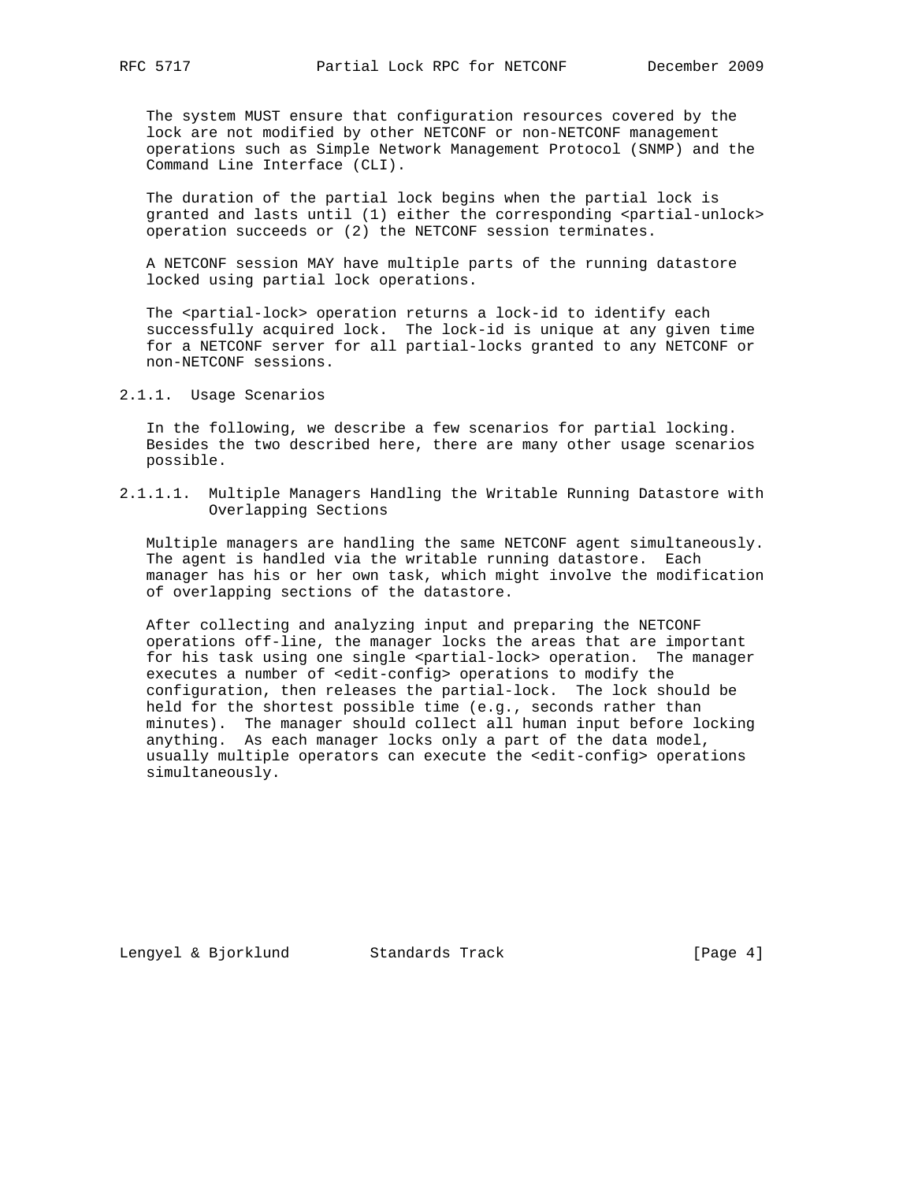The system MUST ensure that configuration resources covered by the lock are not modified by other NETCONF or non-NETCONF management operations such as Simple Network Management Protocol (SNMP) and the Command Line Interface (CLI).

The duration of the partial lock begins when the partial lock is granted and lasts until (1) either the corresponding <partial-unlock> operation succeeds or (2) the NETCONF session terminates.

A NETCONF session MAY have multiple parts of the running datastore locked using partial lock operations.

The <partial-lock> operation returns a lock-id to identify each successfully acquired lock. The lock-id is unique at any given time for a NETCONF server for all partial-locks granted to any NETCONF or non-NETCONF sessions.

#### 2.1.1. Usage Scenarios

In the following, we describe a few scenarios for partial locking. Besides the two described here, there are many other usage scenarios possible.

##### 2.1.1.1. Multiple Managers Handling the Writable Running Datastore with Overlapping Sections

Multiple managers are handling the same NETCONF agent simultaneously. The agent is handled via the writable running datastore. Each manager has his or her own task, which might involve the modification of overlapping sections of the datastore.

After collecting and analyzing input and preparing the NETCONF operations off-line, the manager locks the areas that are important for his task using one single <partial-lock> operation. The manager executes a number of <edit-config> operations to modify the configuration, then releases the partial-lock. The lock should be held for the shortest possible time (e.g., seconds rather than minutes). The manager should collect all human input before locking anything. As each manager locks only a part of the data model, usually multiple operators can execute the <edit-config> operations simultaneously.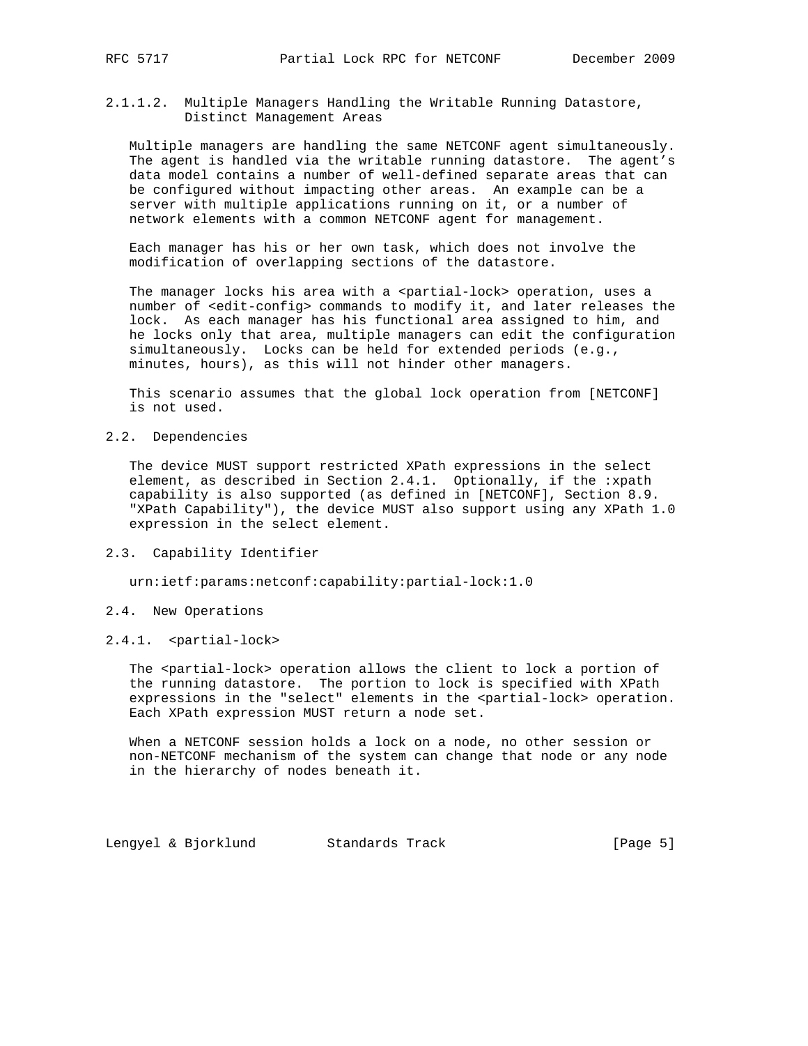#### 2.1.1.2. Multiple Managers Handling the Writable Running Datastore, Distinct Management Areas

Multiple managers are handling the same NETCONF agent simultaneously. The agent is handled via the writable running datastore. The agent's data model contains a number of well-defined separate areas that can be configured without impacting other areas. An example can be a server with multiple applications running on it, or a number of network elements with a common NETCONF agent for management.

Each manager has his or her own task, which does not involve the modification of overlapping sections of the datastore.

The manager locks his area with a <partial-lock> operation, uses a number of <edit-config> commands to modify it, and later releases the lock. As each manager has his functional area assigned to him, and he locks only that area, multiple managers can edit the configuration simultaneously. Locks can be held for extended periods (e.g., minutes, hours), as this will not hinder other managers.

This scenario assumes that the global lock operation from [NETCONF] is not used.

## 2.2. Dependencies

The device MUST support restricted XPath expressions in the select element, as described in Section 2.4.1. Optionally, if the :xpath capability is also supported (as defined in [NETCONF], Section 8.9. "XPath Capability"), the device MUST also support using any XPath 1.0 expression in the select element.

## 2.3. Capability Identifier

urn:ietf:params:netconf:capability:partial-lock:1.0

## 2.4. New Operations

### 2.4.1. <partial-lock>

The <partial-lock> operation allows the client to lock a portion of the running datastore. The portion to lock is specified with XPath expressions in the "select" elements in the <partial-lock> operation. Each XPath expression MUST return a node set.

When a NETCONF session holds a lock on a node, no other session or non-NETCONF mechanism of the system can change that node or any node in the hierarchy of nodes beneath it.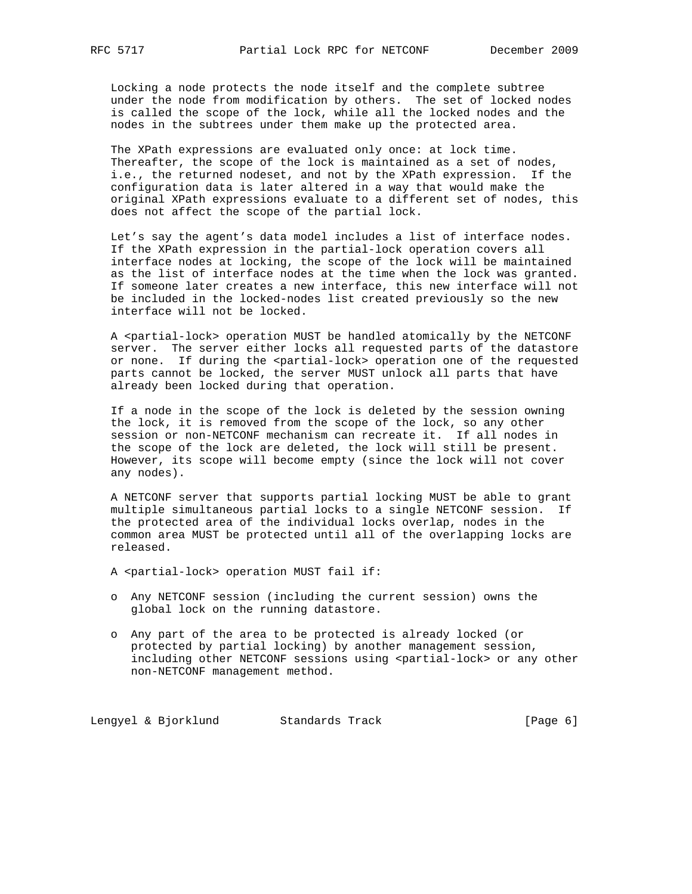Locking a node protects the node itself and the complete subtree under the node from modification by others. The set of locked nodes is called the scope of the lock, while all the locked nodes and the nodes in the subtrees under them make up the protected area.

The XPath expressions are evaluated only once: at lock time. Thereafter, the scope of the lock is maintained as a set of nodes, i.e., the returned nodeset, and not by the XPath expression. If the configuration data is later altered in a way that would make the original XPath expressions evaluate to a different set of nodes, this does not affect the scope of the partial lock.

Let's say the agent's data model includes a list of interface nodes. If the XPath expression in the partial-lock operation covers all interface nodes at locking, the scope of the lock will be maintained as the list of interface nodes at the time when the lock was granted. If someone later creates a new interface, this new interface will not be included in the locked-nodes list created previously so the new interface will not be locked.

A <partial-lock> operation MUST be handled atomically by the NETCONF server. The server either locks all requested parts of the datastore or none. If during the <partial-lock> operation one of the requested parts cannot be locked, the server MUST unlock all parts that have already been locked during that operation.

If a node in the scope of the lock is deleted by the session owning the lock, it is removed from the scope of the lock, so any other session or non-NETCONF mechanism can recreate it. If all nodes in the scope of the lock are deleted, the lock will still be present. However, its scope will become empty (since the lock will not cover any nodes).

A NETCONF server that supports partial locking MUST be able to grant multiple simultaneous partial locks to a single NETCONF session. If the protected area of the individual locks overlap, nodes in the common area MUST be protected until all of the overlapping locks are released.

A <partial-lock> operation MUST fail if:

- Any NETCONF session (including the current session) owns the global lock on the running datastore.
- Any part of the area to be protected is already locked (or protected by partial locking) by another management session, including other NETCONF sessions using <partial-lock> or any other non-NETCONF management method.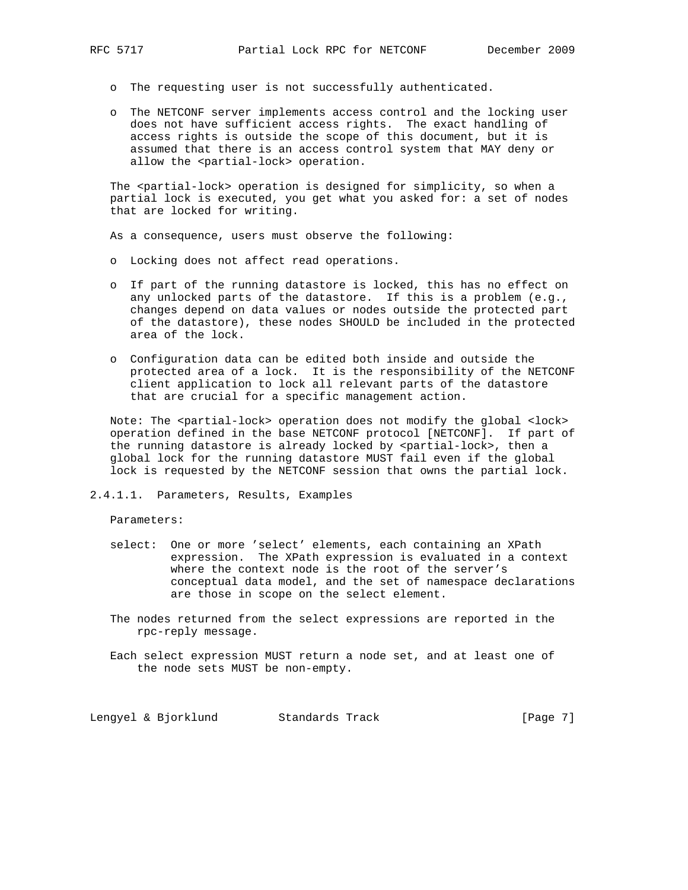- The requesting user is not successfully authenticated.

- The NETCONF server implements access control and the locking user does not have sufficient access rights. The exact handling of access rights is outside the scope of this document, but it is assumed that there is an access control system that MAY deny or allow the <partial-lock> operation.

The <partial-lock> operation is designed for simplicity, so when a partial lock is executed, you get what you asked for: a set of nodes that are locked for writing.

As a consequence, users must observe the following:

- Locking does not affect read operations.

- If part of the running datastore is locked, this has no effect on any unlocked parts of the datastore. If this is a problem (e.g., changes depend on data values or nodes outside the protected part of the datastore), these nodes SHOULD be included in the protected area of the lock.

- Configuration data can be edited both inside and outside the protected area of a lock. It is the responsibility of the NETCONF client application to lock all relevant parts of the datastore that are crucial for a specific management action.

Note: The <partial-lock> operation does not modify the global <lock> operation defined in the base NETCONF protocol [NETCONF]. If part of the running datastore is already locked by <partial-lock>, then a global lock for the running datastore MUST fail even if the global lock is requested by the NETCONF session that owns the partial lock.

#### 2.4.1.1. Parameters, Results, Examples

Parameters:

select: One or more 'select' elements, each containing an XPath expression. The XPath expression is evaluated in a context where the context node is the root of the server's conceptual data model, and the set of namespace declarations are those in scope on the select element.

The nodes returned from the select expressions are reported in the rpc-reply message.

Each select expression MUST return a node set, and at least one of the node sets MUST be non-empty.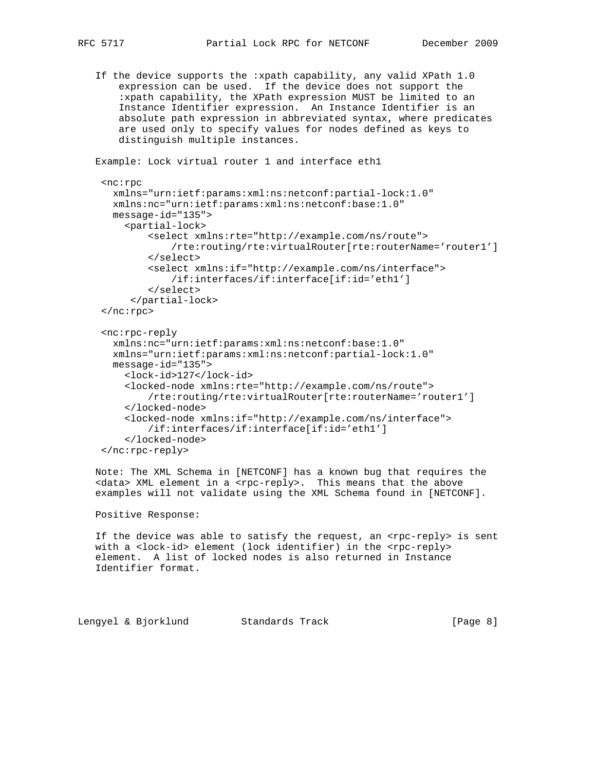If the device supports the :xpath capability, any valid XPath 1.0 expression can be used. If the device does not support the :xpath capability, the XPath expression MUST be limited to an Instance Identifier expression. An Instance Identifier is an absolute path expression in abbreviated syntax, where predicates are used only to specify values for nodes defined as keys to distinguish multiple instances.

Example: Lock virtual router 1 and interface eth1

```
<nc:rpc
  xmlns="urn:ietf:params:xml:ns:netconf:partial-lock:1.0"
  xmlns:nc="urn:ietf:params:xml:ns:netconf:base:1.0"
  message-id="135">
    <partial-lock>
        <select xmlns:rte="http://example.com/ns/route">
            /rte:routing/rte:virtualRouter[rte:routerName='router1']
        </select>
        <select xmlns:if="http://example.com/ns/interface">
            /if:interfaces/if:interface[if:id='eth1']
        </select>
     </partial-lock>
</nc:rpc>

<nc:rpc-reply
  xmlns:nc="urn:ietf:params:xml:ns:netconf:base:1.0"
  xmlns="urn:ietf:params:xml:ns:netconf:partial-lock:1.0"
  message-id="135">
    <lock-id>127</lock-id>
    <locked-node xmlns:rte="http://example.com/ns/route">
        /rte:routing/rte:virtualRouter[rte:routerName='router1']
    </locked-node>
    <locked-node xmlns:if="http://example.com/ns/interface">
        /if:interfaces/if:interface[if:id='eth1']
    </locked-node>
</nc:rpc-reply>
```

Note: The XML Schema in [NETCONF] has a known bug that requires the <data> XML element in a <rpc-reply>. This means that the above examples will not validate using the XML Schema found in [NETCONF].

Positive Response:

If the device was able to satisfy the request, an <rpc-reply> is sent with a <lock-id> element (lock identifier) in the <rpc-reply> element. A list of locked nodes is also returned in Instance Identifier format.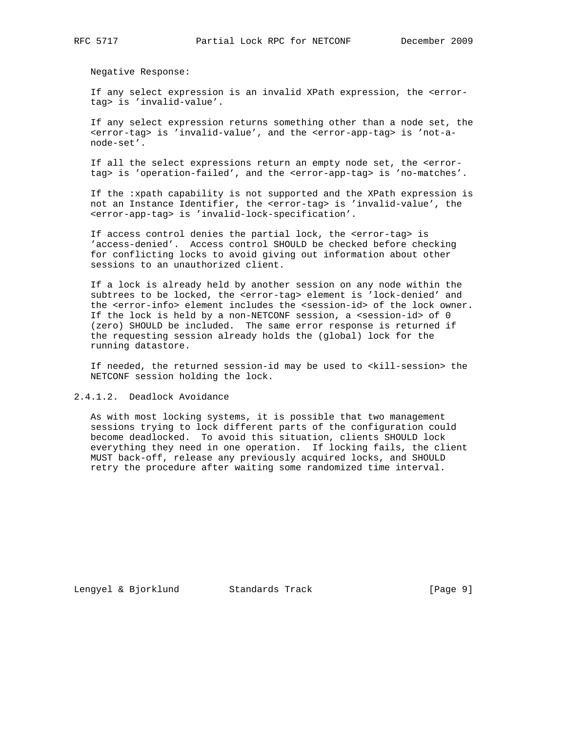Negative Response:

If any select expression is an invalid XPath expression, the <error-tag> is 'invalid-value'.

If any select expression returns something other than a node set, the <error-tag> is 'invalid-value', and the <error-app-tag> is 'not-a-node-set'.

If all the select expressions return an empty node set, the <error-tag> is 'operation-failed', and the <error-app-tag> is 'no-matches'.

If the :xpath capability is not supported and the XPath expression is not an Instance Identifier, the <error-tag> is 'invalid-value', the <error-app-tag> is 'invalid-lock-specification'.

If access control denies the partial lock, the <error-tag> is 'access-denied'. Access control SHOULD be checked before checking for conflicting locks to avoid giving out information about other sessions to an unauthorized client.

If a lock is already held by another session on any node within the subtrees to be locked, the <error-tag> element is 'lock-denied' and the <error-info> element includes the <session-id> of the lock owner. If the lock is held by a non-NETCONF session, a <session-id> of 0 (zero) SHOULD be included. The same error response is returned if the requesting session already holds the (global) lock for the running datastore.

If needed, the returned session-id may be used to <kill-session> the NETCONF session holding the lock.

#### 2.4.1.2. Deadlock Avoidance

As with most locking systems, it is possible that two management sessions trying to lock different parts of the configuration could become deadlocked. To avoid this situation, clients SHOULD lock everything they need in one operation. If locking fails, the client MUST back-off, release any previously acquired locks, and SHOULD retry the procedure after waiting some randomized time interval.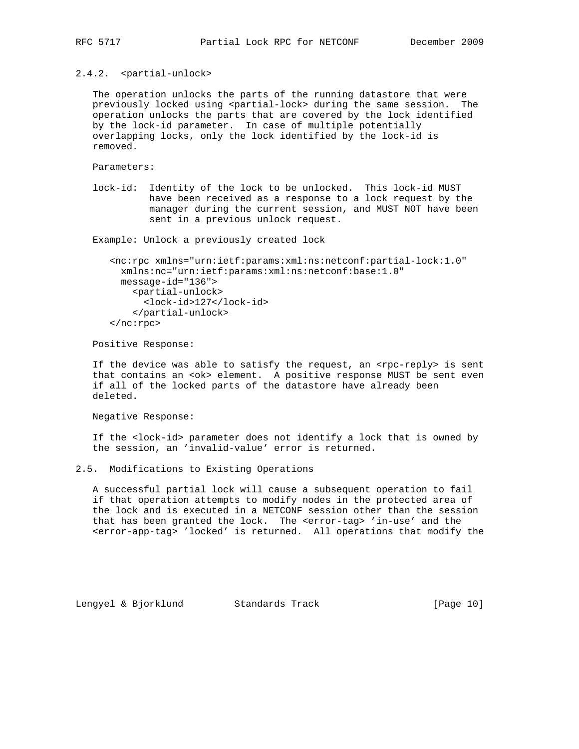### 2.4.2. <partial-unlock>

The operation unlocks the parts of the running datastore that were previously locked using <partial-lock> during the same session. The operation unlocks the parts that are covered by the lock identified by the lock-id parameter. In case of multiple potentially overlapping locks, only the lock identified by the lock-id is removed.

Parameters:

lock-id: Identity of the lock to be unlocked. This lock-id MUST have been received as a response to a lock request by the manager during the current session, and MUST NOT have been sent in a previous unlock request.

Example: Unlock a previously created lock

```
<nc:rpc xmlns="urn:ietf:params:xml:ns:netconf:partial-lock:1.0"
  xmlns:nc="urn:ietf:params:xml:ns:netconf:base:1.0"
  message-id="136">
    <partial-unlock>
      <lock-id>127</lock-id>
    </partial-unlock>
</nc:rpc>
```

Positive Response:

If the device was able to satisfy the request, an <rpc-reply> is sent that contains an <ok> element. A positive response MUST be sent even if all of the locked parts of the datastore have already been deleted.

Negative Response:

If the <lock-id> parameter does not identify a lock that is owned by the session, an 'invalid-value' error is returned.

## 2.5. Modifications to Existing Operations

A successful partial lock will cause a subsequent operation to fail if that operation attempts to modify nodes in the protected area of the lock and is executed in a NETCONF session other than the session that has been granted the lock. The <error-tag> 'in-use' and the <error-app-tag> 'locked' is returned. All operations that modify the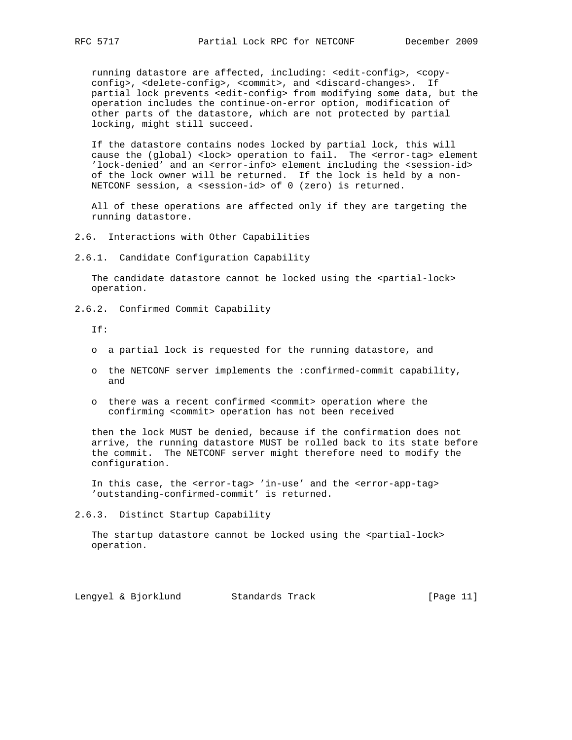running datastore are affected, including: <edit-config>, <copy-config>, <delete-config>, <commit>, and <discard-changes>. If partial lock prevents <edit-config> from modifying some data, but the operation includes the continue-on-error option, modification of other parts of the datastore, which are not protected by partial locking, might still succeed.

If the datastore contains nodes locked by partial lock, this will cause the (global) <lock> operation to fail. The <error-tag> element 'lock-denied' and an <error-info> element including the <session-id> of the lock owner will be returned. If the lock is held by a non-NETCONF session, a <session-id> of 0 (zero) is returned.

All of these operations are affected only if they are targeting the running datastore.

### 2.6. Interactions with Other Capabilities

#### 2.6.1. Candidate Configuration Capability

The candidate datastore cannot be locked using the <partial-lock> operation.

#### 2.6.2. Confirmed Commit Capability

If:

- a partial lock is requested for the running datastore, and
- the NETCONF server implements the :confirmed-commit capability, and
- there was a recent confirmed <commit> operation where the confirming <commit> operation has not been received

then the lock MUST be denied, because if the confirmation does not arrive, the running datastore MUST be rolled back to its state before the commit. The NETCONF server might therefore need to modify the configuration.

In this case, the <error-tag> 'in-use' and the <error-app-tag> 'outstanding-confirmed-commit' is returned.

#### 2.6.3. Distinct Startup Capability

The startup datastore cannot be locked using the <partial-lock> operation.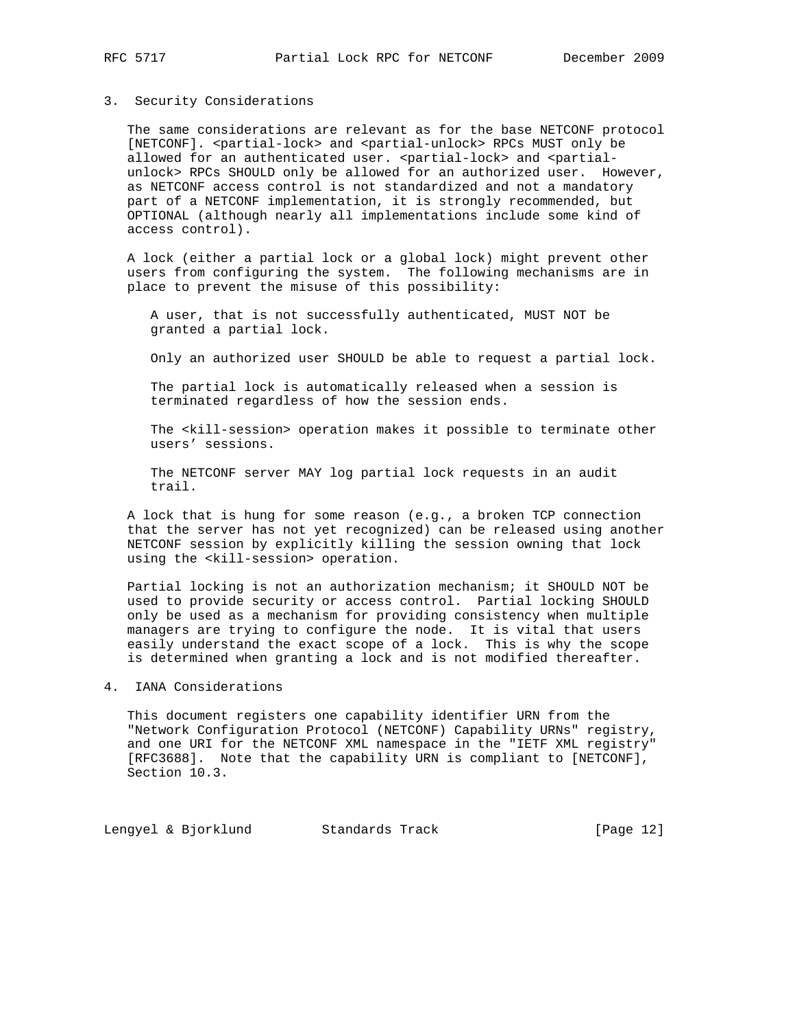## 3. Security Considerations

The same considerations are relevant as for the base NETCONF protocol [NETCONF]. <partial-lock> and <partial-unlock> RPCs MUST only be allowed for an authenticated user. <partial-lock> and <partial-unlock> RPCs SHOULD only be allowed for an authorized user. However, as NETCONF access control is not standardized and not a mandatory part of a NETCONF implementation, it is strongly recommended, but OPTIONAL (although nearly all implementations include some kind of access control).

A lock (either a partial lock or a global lock) might prevent other users from configuring the system. The following mechanisms are in place to prevent the misuse of this possibility:

> A user, that is not successfully authenticated, MUST NOT be granted a partial lock.
>
> Only an authorized user SHOULD be able to request a partial lock.
>
> The partial lock is automatically released when a session is terminated regardless of how the session ends.
>
> The <kill-session> operation makes it possible to terminate other users' sessions.
>
> The NETCONF server MAY log partial lock requests in an audit trail.

A lock that is hung for some reason (e.g., a broken TCP connection that the server has not yet recognized) can be released using another NETCONF session by explicitly killing the session owning that lock using the <kill-session> operation.

Partial locking is not an authorization mechanism; it SHOULD NOT be used to provide security or access control. Partial locking SHOULD only be used as a mechanism for providing consistency when multiple managers are trying to configure the node. It is vital that users easily understand the exact scope of a lock. This is why the scope is determined when granting a lock and is not modified thereafter.

## 4. IANA Considerations

This document registers one capability identifier URN from the "Network Configuration Protocol (NETCONF) Capability URNs" registry, and one URI for the NETCONF XML namespace in the "IETF XML registry" [RFC3688]. Note that the capability URN is compliant to [NETCONF], Section 10.3.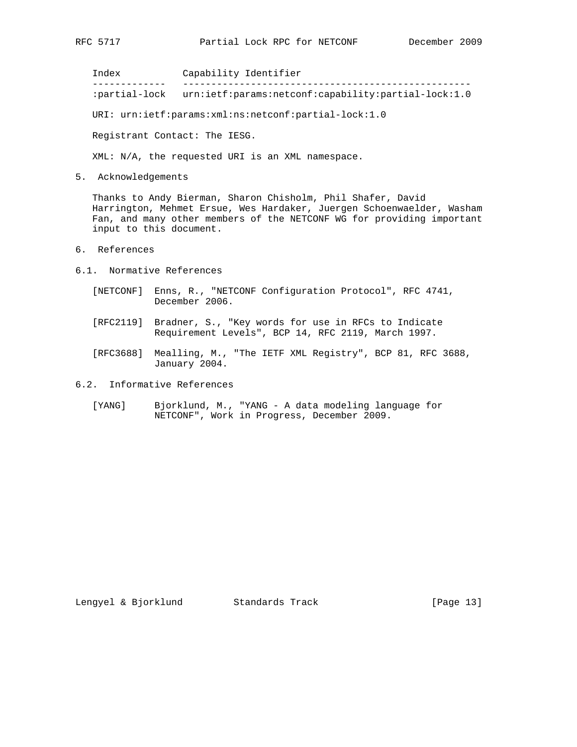| Index | Capability Identifier |
| --- | --- |
| :partial-lock | urn:ietf:params:netconf:capability:partial-lock:1.0 |

URI: urn:ietf:params:xml:ns:netconf:partial-lock:1.0

Registrant Contact: The IESG.

XML: N/A, the requested URI is an XML namespace.

## 5. Acknowledgements

Thanks to Andy Bierman, Sharon Chisholm, Phil Shafer, David Harrington, Mehmet Ersue, Wes Hardaker, Juergen Schoenwaelder, Washam Fan, and many other members of the NETCONF WG for providing important input to this document.

## 6. References

### 6.1. Normative References

[NETCONF] Enns, R., "NETCONF Configuration Protocol", RFC 4741, December 2006.

[RFC2119] Bradner, S., "Key words for use in RFCs to Indicate Requirement Levels", BCP 14, RFC 2119, March 1997.

[RFC3688] Mealling, M., "The IETF XML Registry", BCP 81, RFC 3688, January 2004.

### 6.2. Informative References

[YANG] Bjorklund, M., "YANG - A data modeling language for NETCONF", Work in Progress, December 2009.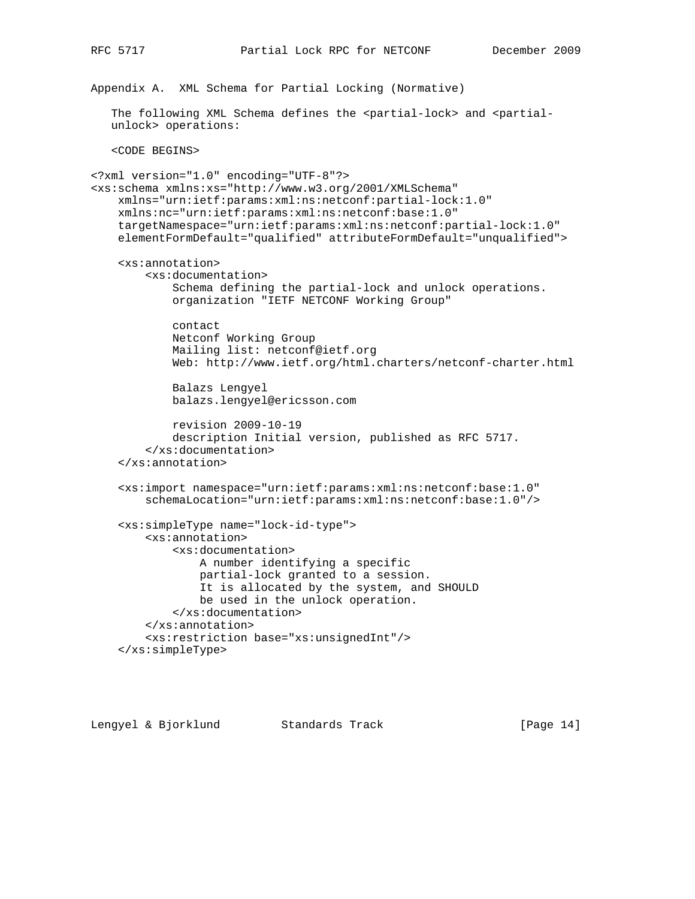## Appendix A. XML Schema for Partial Locking (Normative)

The following XML Schema defines the <partial-lock> and <partial-unlock> operations:

<CODE BEGINS>

```
<?xml version="1.0" encoding="UTF-8"?>
<xs:schema xmlns:xs="http://www.w3.org/2001/XMLSchema"
    xmlns="urn:ietf:params:xml:ns:netconf:partial-lock:1.0"
    xmlns:nc="urn:ietf:params:xml:ns:netconf:base:1.0"
    targetNamespace="urn:ietf:params:xml:ns:netconf:partial-lock:1.0"
    elementFormDefault="qualified" attributeFormDefault="unqualified">

    <xs:annotation>
        <xs:documentation>
            Schema defining the partial-lock and unlock operations.
            organization "IETF NETCONF Working Group"

            contact
            Netconf Working Group
            Mailing list: netconf@ietf.org
            Web: http://www.ietf.org/html.charters/netconf-charter.html

            Balazs Lengyel
            balazs.lengyel@ericsson.com

            revision 2009-10-19
            description Initial version, published as RFC 5717.
        </xs:documentation>
    </xs:annotation>

    <xs:import namespace="urn:ietf:params:xml:ns:netconf:base:1.0"
        schemaLocation="urn:ietf:params:xml:ns:netconf:base:1.0"/>

    <xs:simpleType name="lock-id-type">
        <xs:annotation>
            <xs:documentation>
                A number identifying a specific
                partial-lock granted to a session.
                It is allocated by the system, and SHOULD
                be used in the unlock operation.
            </xs:documentation>
        </xs:annotation>
        <xs:restriction base="xs:unsignedInt"/>
    </xs:simpleType>
```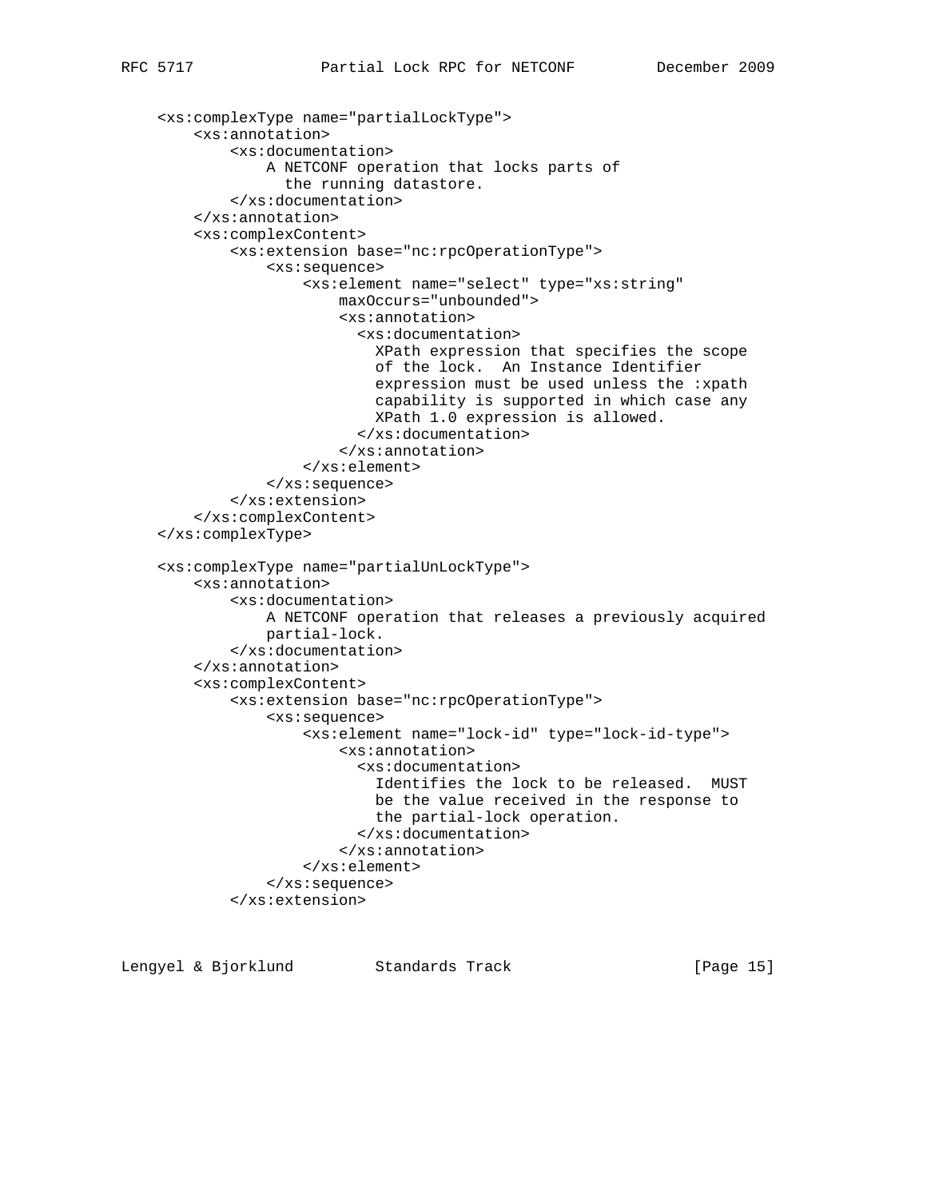```
    <xs:complexType name="partialLockType">
        <xs:annotation>
            <xs:documentation>
                A NETCONF operation that locks parts of
                  the running datastore.
            </xs:documentation>
        </xs:annotation>
        <xs:complexContent>
            <xs:extension base="nc:rpcOperationType">
                <xs:sequence>
                    <xs:element name="select" type="xs:string"
                        maxOccurs="unbounded">
                        <xs:annotation>
                          <xs:documentation>
                            XPath expression that specifies the scope
                            of the lock.  An Instance Identifier
                            expression must be used unless the :xpath
                            capability is supported in which case any
                            XPath 1.0 expression is allowed.
                          </xs:documentation>
                        </xs:annotation>
                    </xs:element>
                </xs:sequence>
            </xs:extension>
        </xs:complexContent>
    </xs:complexType>

    <xs:complexType name="partialUnLockType">
        <xs:annotation>
            <xs:documentation>
                A NETCONF operation that releases a previously acquired
                partial-lock.
            </xs:documentation>
        </xs:annotation>
        <xs:complexContent>
            <xs:extension base="nc:rpcOperationType">
                <xs:sequence>
                    <xs:element name="lock-id" type="lock-id-type">
                        <xs:annotation>
                          <xs:documentation>
                            Identifies the lock to be released.  MUST
                            be the value received in the response to
                            the partial-lock operation.
                          </xs:documentation>
                        </xs:annotation>
                    </xs:element>
                </xs:sequence>
            </xs:extension>
```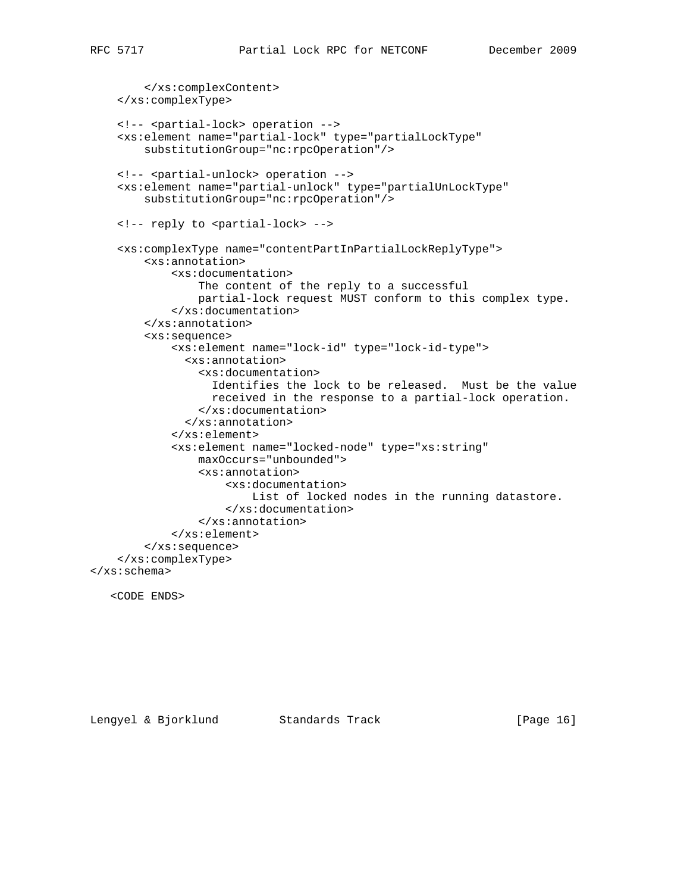```
        </xs:complexContent>
    </xs:complexType>

    <!-- <partial-lock> operation -->
    <xs:element name="partial-lock" type="partialLockType"
        substitutionGroup="nc:rpcOperation"/>

    <!-- <partial-unlock> operation -->
    <xs:element name="partial-unlock" type="partialUnLockType"
        substitutionGroup="nc:rpcOperation"/>

    <!-- reply to <partial-lock> -->

    <xs:complexType name="contentPartInPartialLockReplyType">
        <xs:annotation>
            <xs:documentation>
                The content of the reply to a successful
                partial-lock request MUST conform to this complex type.
            </xs:documentation>
        </xs:annotation>
        <xs:sequence>
            <xs:element name="lock-id" type="lock-id-type">
              <xs:annotation>
                <xs:documentation>
                  Identifies the lock to be released.  Must be the value
                  received in the response to a partial-lock operation.
                </xs:documentation>
              </xs:annotation>
            </xs:element>
            <xs:element name="locked-node" type="xs:string"
                maxOccurs="unbounded">
                <xs:annotation>
                    <xs:documentation>
                        List of locked nodes in the running datastore.
                    </xs:documentation>
                </xs:annotation>
            </xs:element>
        </xs:sequence>
    </xs:complexType>
</xs:schema>

   <CODE ENDS>
```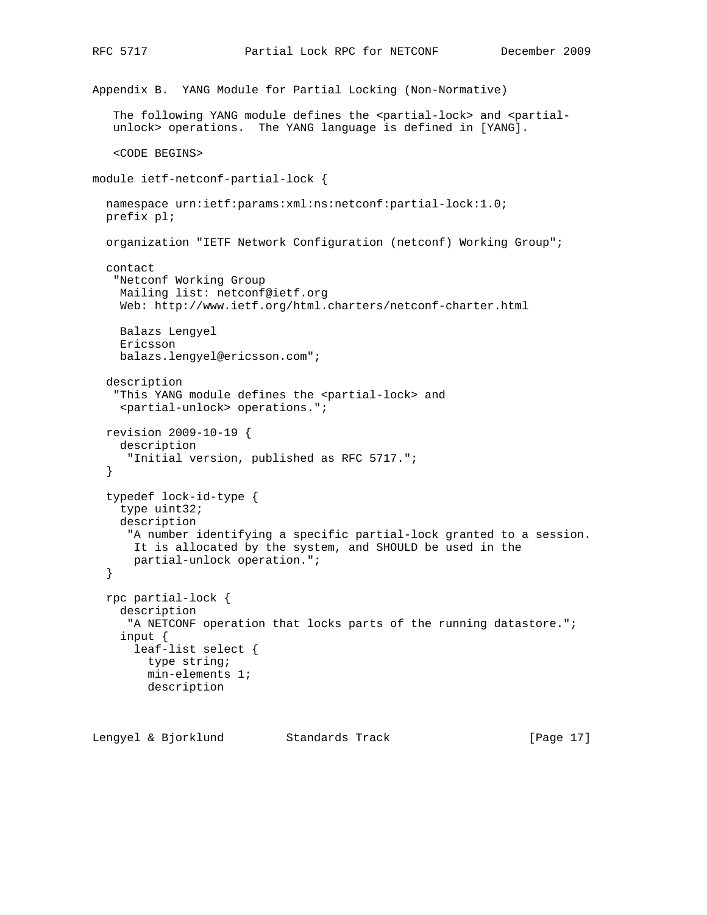## Appendix B. YANG Module for Partial Locking (Non-Normative)

The following YANG module defines the <partial-lock> and <partial-unlock> operations. The YANG language is defined in [YANG].

<CODE BEGINS>

```
module ietf-netconf-partial-lock {

  namespace urn:ietf:params:xml:ns:netconf:partial-lock:1.0;
  prefix pl;

  organization "IETF Network Configuration (netconf) Working Group";

  contact
   "Netconf Working Group
    Mailing list: netconf@ietf.org
    Web: http://www.ietf.org/html.charters/netconf-charter.html

    Balazs Lengyel
    Ericsson
    balazs.lengyel@ericsson.com";

  description
   "This YANG module defines the <partial-lock> and
    <partial-unlock> operations.";

  revision 2009-10-19 {
    description
     "Initial version, published as RFC 5717.";
  }

  typedef lock-id-type {
    type uint32;
    description
     "A number identifying a specific partial-lock granted to a session.
      It is allocated by the system, and SHOULD be used in the
      partial-unlock operation.";
  }

  rpc partial-lock {
    description
     "A NETCONF operation that locks parts of the running datastore.";
    input {
      leaf-list select {
        type string;
        min-elements 1;
        description
```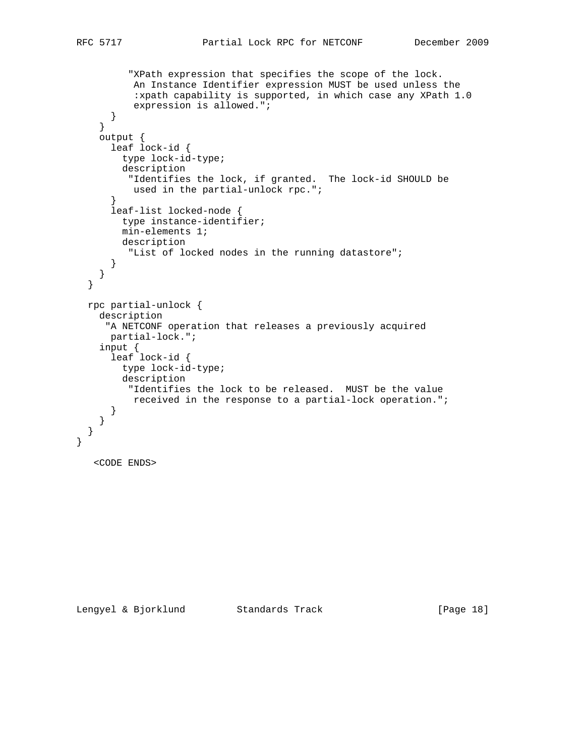```
          "XPath expression that specifies the scope of the lock.
           An Instance Identifier expression MUST be used unless the
           :xpath capability is supported, in which case any XPath 1.0
           expression is allowed.";
        }
      }
      output {
        leaf lock-id {
          type lock-id-type;
          description
           "Identifies the lock, if granted.  The lock-id SHOULD be
            used in the partial-unlock rpc.";
        }
        leaf-list locked-node {
          type instance-identifier;
          min-elements 1;
          description
           "List of locked nodes in the running datastore";
        }
      }
    }

    rpc partial-unlock {
      description
       "A NETCONF operation that releases a previously acquired
        partial-lock.";
      input {
        leaf lock-id {
          type lock-id-type;
          description
           "Identifies the lock to be released.  MUST be the value
            received in the response to a partial-lock operation.";
        }
      }
    }
  }

   <CODE ENDS>
```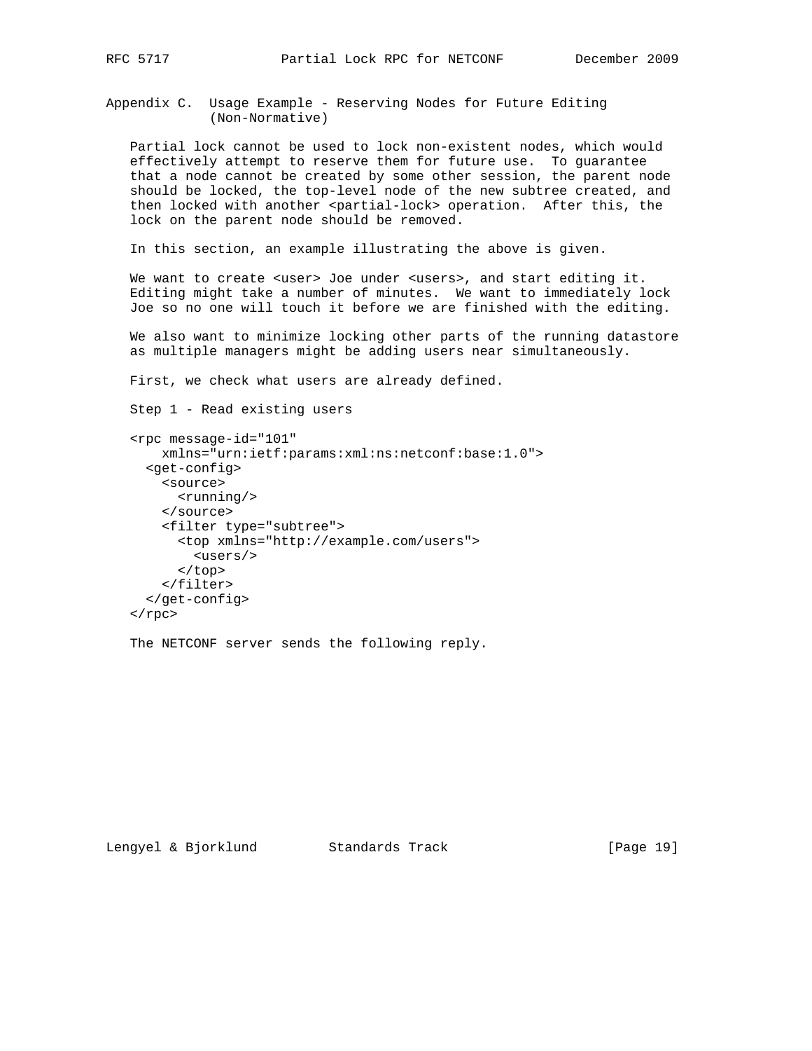## Appendix C. Usage Example - Reserving Nodes for Future Editing (Non-Normative)

Partial lock cannot be used to lock non-existent nodes, which would effectively attempt to reserve them for future use. To guarantee that a node cannot be created by some other session, the parent node should be locked, the top-level node of the new subtree created, and then locked with another <partial-lock> operation. After this, the lock on the parent node should be removed.

In this section, an example illustrating the above is given.

We want to create <user> Joe under <users>, and start editing it. Editing might take a number of minutes. We want to immediately lock Joe so no one will touch it before we are finished with the editing.

We also want to minimize locking other parts of the running datastore as multiple managers might be adding users near simultaneously.

First, we check what users are already defined.

Step 1 - Read existing users

```
<rpc message-id="101"
    xmlns="urn:ietf:params:xml:ns:netconf:base:1.0">
  <get-config>
    <source>
      <running/>
    </source>
    <filter type="subtree">
      <top xmlns="http://example.com/users">
        <users/>
      </top>
    </filter>
  </get-config>
</rpc>
```

The NETCONF server sends the following reply.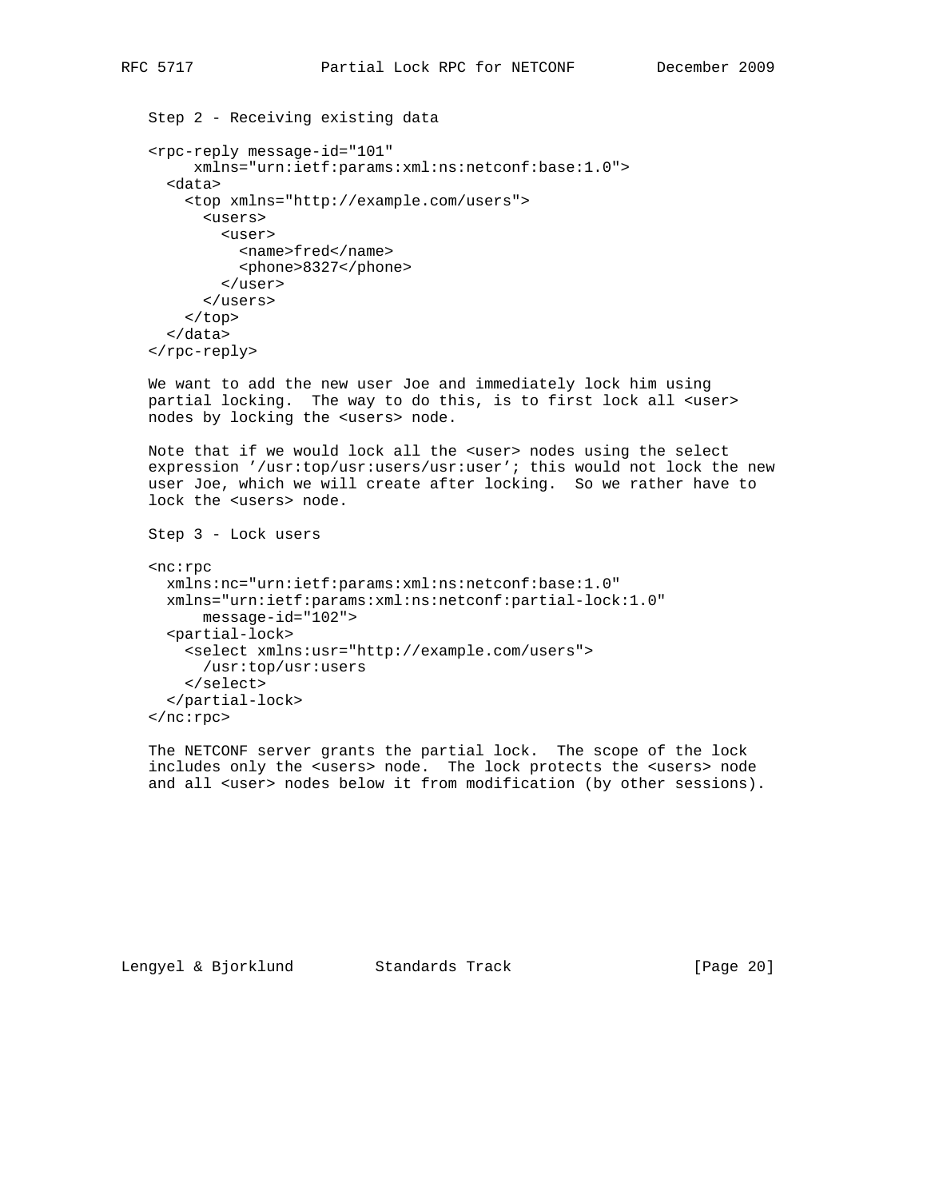Step 2 - Receiving existing data

```
<rpc-reply message-id="101"
     xmlns="urn:ietf:params:xml:ns:netconf:base:1.0">
  <data>
    <top xmlns="http://example.com/users">
      <users>
        <user>
          <name>fred</name>
          <phone>8327</phone>
        </user>
      </users>
    </top>
  </data>
</rpc-reply>
```

We want to add the new user Joe and immediately lock him using partial locking. The way to do this, is to first lock all <user> nodes by locking the <users> node.

Note that if we would lock all the <user> nodes using the select expression '/usr:top/usr:users/usr:user'; this would not lock the new user Joe, which we will create after locking. So we rather have to lock the <users> node.

Step 3 - Lock users

```
<nc:rpc
  xmlns:nc="urn:ietf:params:xml:ns:netconf:base:1.0"
  xmlns="urn:ietf:params:xml:ns:netconf:partial-lock:1.0"
      message-id="102">
  <partial-lock>
    <select xmlns:usr="http://example.com/users">
      /usr:top/usr:users
    </select>
  </partial-lock>
</nc:rpc>
```

The NETCONF server grants the partial lock. The scope of the lock includes only the <users> node. The lock protects the <users> node and all <user> nodes below it from modification (by other sessions).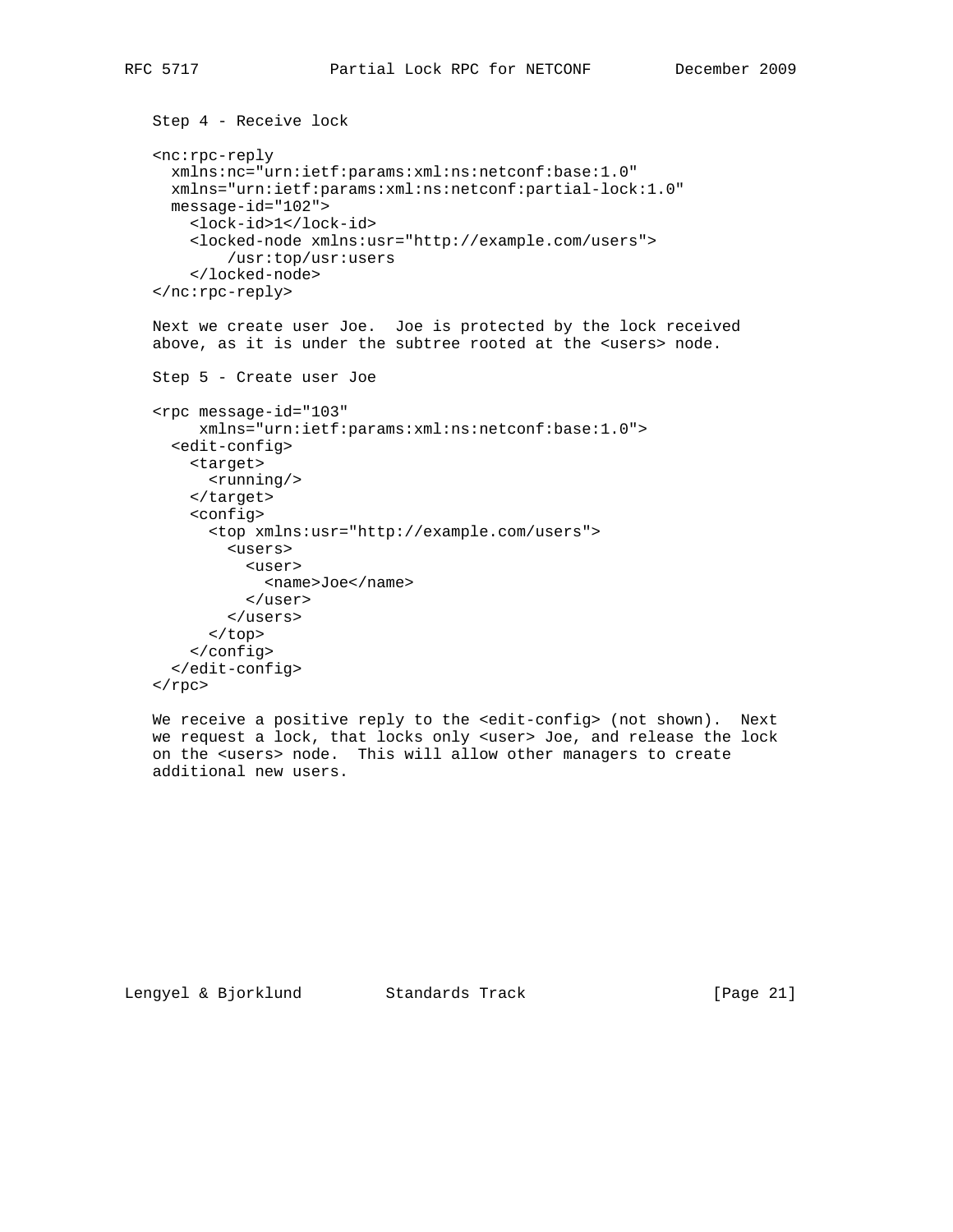Step 4 - Receive lock

```
<nc:rpc-reply
  xmlns:nc="urn:ietf:params:xml:ns:netconf:base:1.0"
  xmlns="urn:ietf:params:xml:ns:netconf:partial-lock:1.0"
  message-id="102">
    <lock-id>1</lock-id>
    <locked-node xmlns:usr="http://example.com/users">
        /usr:top/usr:users
    </locked-node>
</nc:rpc-reply>
```

Next we create user Joe. Joe is protected by the lock received above, as it is under the subtree rooted at the <users> node.

Step 5 - Create user Joe

```
<rpc message-id="103"
     xmlns="urn:ietf:params:xml:ns:netconf:base:1.0">
  <edit-config>
    <target>
      <running/>
    </target>
    <config>
      <top xmlns:usr="http://example.com/users">
        <users>
          <user>
            <name>Joe</name>
          </user>
        </users>
      </top>
    </config>
  </edit-config>
</rpc>
```

We receive a positive reply to the <edit-config> (not shown). Next we request a lock, that locks only <user> Joe, and release the lock on the <users> node. This will allow other managers to create additional new users.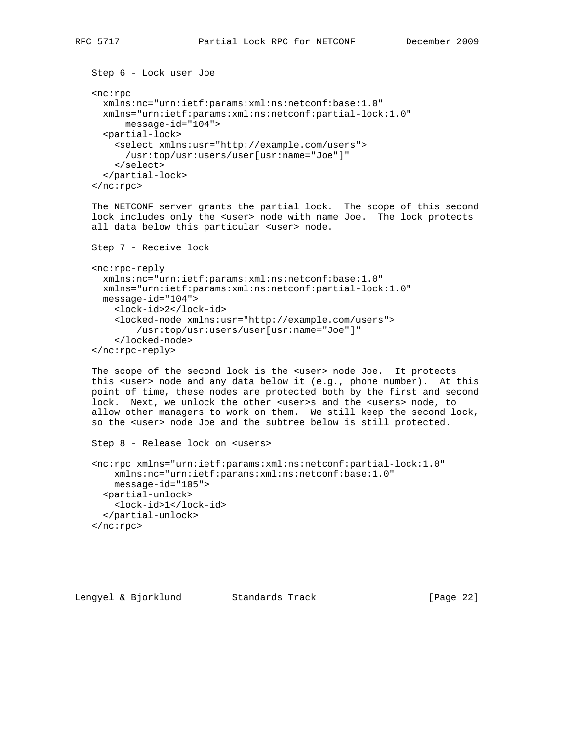Step 6 - Lock user Joe

```
<nc:rpc
  xmlns:nc="urn:ietf:params:xml:ns:netconf:base:1.0"
  xmlns="urn:ietf:params:xml:ns:netconf:partial-lock:1.0"
      message-id="104">
  <partial-lock>
    <select xmlns:usr="http://example.com/users">
      /usr:top/usr:users/user[usr:name="Joe"]"
    </select>
  </partial-lock>
</nc:rpc>
```

The NETCONF server grants the partial lock. The scope of this second lock includes only the <user> node with name Joe. The lock protects all data below this particular <user> node.

Step 7 - Receive lock

```
<nc:rpc-reply
  xmlns:nc="urn:ietf:params:xml:ns:netconf:base:1.0"
  xmlns="urn:ietf:params:xml:ns:netconf:partial-lock:1.0"
  message-id="104">
    <lock-id>2</lock-id>
    <locked-node xmlns:usr="http://example.com/users">
        /usr:top/usr:users/user[usr:name="Joe"]"
    </locked-node>
</nc:rpc-reply>
```

The scope of the second lock is the <user> node Joe. It protects this <user> node and any data below it (e.g., phone number). At this point of time, these nodes are protected both by the first and second lock. Next, we unlock the other <user>s and the <users> node, to allow other managers to work on them. We still keep the second lock, so the <user> node Joe and the subtree below is still protected.

Step 8 - Release lock on <users>

```
<nc:rpc xmlns="urn:ietf:params:xml:ns:netconf:partial-lock:1.0"
    xmlns:nc="urn:ietf:params:xml:ns:netconf:base:1.0"
    message-id="105">
  <partial-unlock>
    <lock-id>1</lock-id>
  </partial-unlock>
</nc:rpc>
```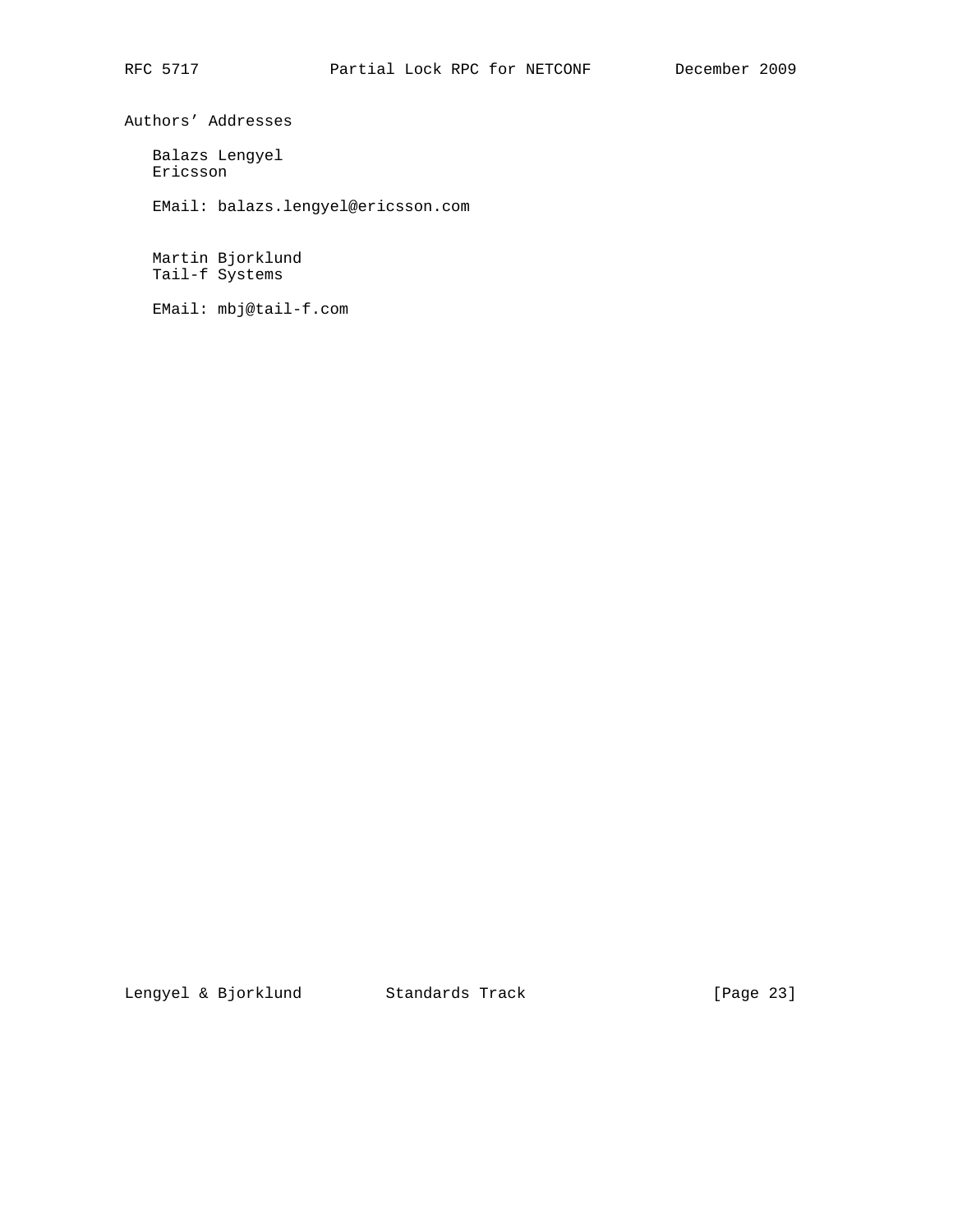# Authors' Addresses

Balazs Lengyel
Ericsson

EMail: balazs.lengyel@ericsson.com

Martin Bjorklund
Tail-f Systems

EMail: mbj@tail-f.com